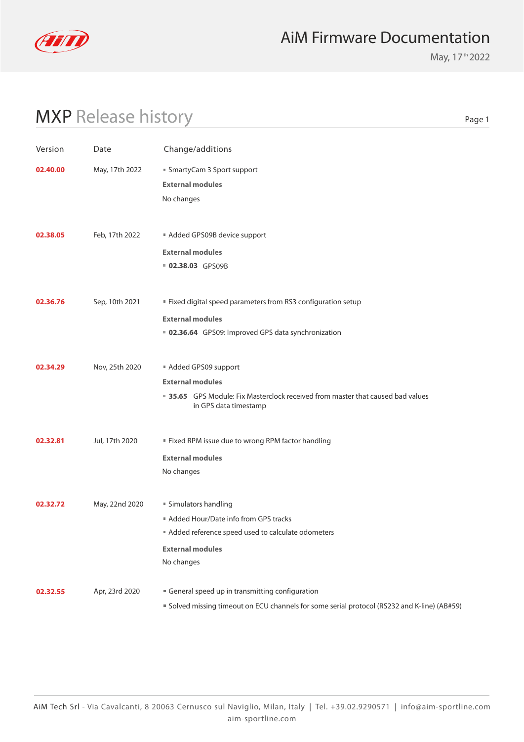# AiM Firmware Documentation

May, 17th 2022

## MXP Release history

| Version | Date | Change/additions |
|---|---|---|
| **02.40.00** | May, 17th 2022 | ▪ SmartyCam 3 Sport support<br>**External modules**<br>No changes |
| **02.38.05** | Feb, 17th 2022 | ▪ Added GPS09B device support<br>**External modules**<br>▪ **02.38.03** GPS09B |
| **02.36.76** | Sep, 10th 2021 | ▪ Fixed digital speed parameters from RS3 configuration setup<br>**External modules**<br>▪ **02.36.64** GPS09: Improved GPS data synchronization |
| **02.34.29** | Nov, 25th 2020 | ▪ Added GPS09 support<br>**External modules**<br>▪ **35.65** GPS Module: Fix Masterclock received from master that caused bad values in GPS data timestamp |
| **02.32.81** | Jul, 17th 2020 | ▪ Fixed RPM issue due to wrong RPM factor handling<br>**External modules**<br>No changes |
| **02.32.72** | May, 22nd 2020 | ▪ Simulators handling<br>▪ Added Hour/Date info from GPS tracks<br>▪ Added reference speed used to calculate odometers<br>**External modules**<br>No changes |
| **02.32.55** | Apr, 23rd 2020 | ▪ General speed up in transmitting configuration<br>▪ Solved missing timeout on ECU channels for some serial protocol (RS232 and K-line) (AB#59) |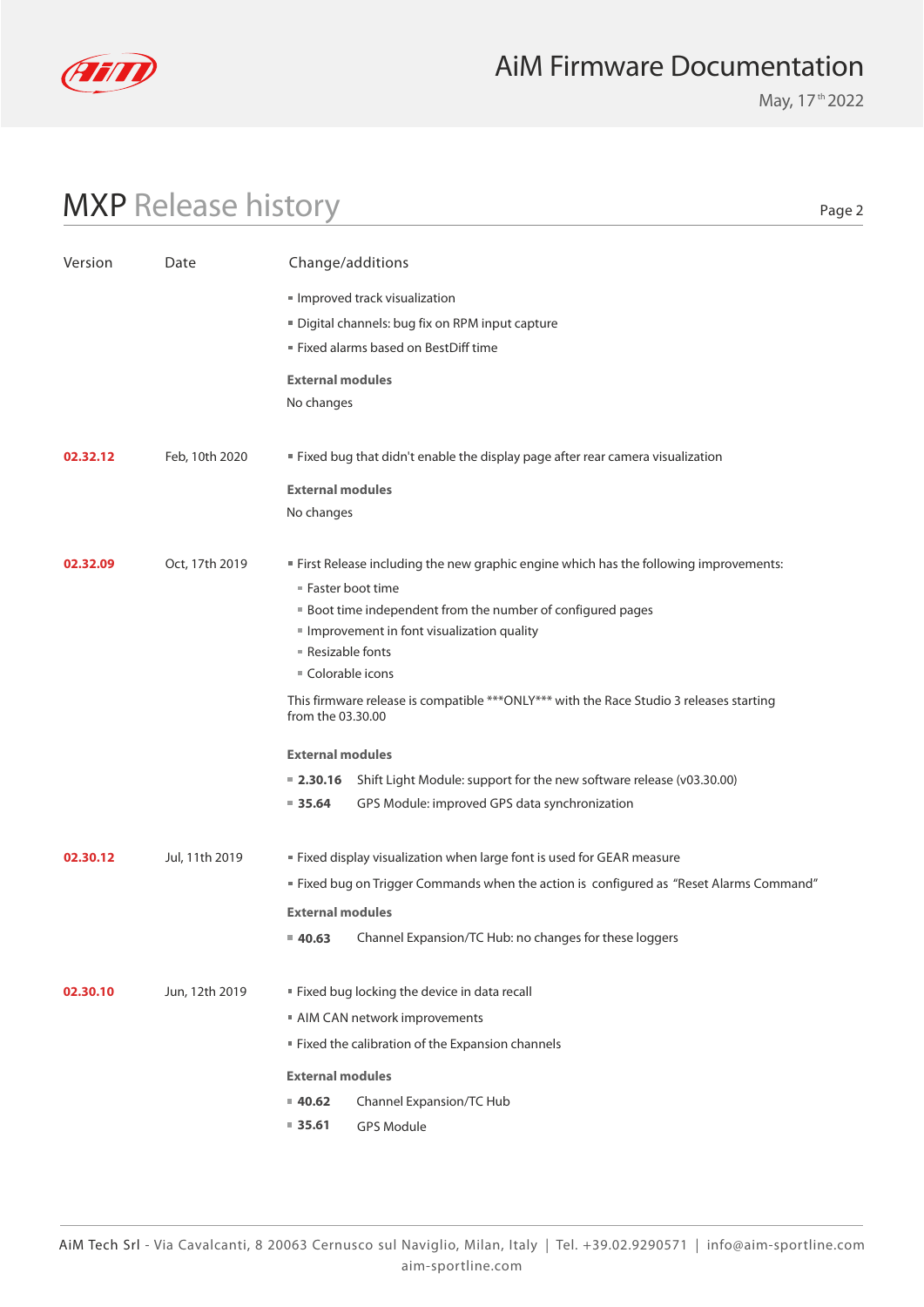## MXP Release history

| Version | Date | Change/additions |
|---|---|---|
| | | ▪ Improved track visualization<br>▪ Digital channels: bug fix on RPM input capture<br>▪ Fixed alarms based on BestDiff time<br>**External modules**<br>No changes |
| **02.32.12** | Feb, 10th 2020 | ▪ Fixed bug that didn't enable the display page after rear camera visualization<br>**External modules**<br>No changes |
| **02.32.09** | Oct, 17th 2019 | ▪ First Release including the new graphic engine which has the following improvements:<br>&nbsp;&nbsp;▪ Faster boot time<br>&nbsp;&nbsp;▪ Boot time independent from the number of configured pages<br>&nbsp;&nbsp;▪ Improvement in font visualization quality<br>&nbsp;&nbsp;▪ Resizable fonts<br>&nbsp;&nbsp;▪ Colorable icons<br>This firmware release is compatible ***ONLY*** with the Race Studio 3 releases starting from the 03.30.00<br>**External modules**<br>▪ **2.30.16** Shift Light Module: support for the new software release (v03.30.00)<br>▪ **35.64** GPS Module: improved GPS data synchronization |
| **02.30.12** | Jul, 11th 2019 | ▪ Fixed display visualization when large font is used for GEAR measure<br>▪ Fixed bug on Trigger Commands when the action is configured as "Reset Alarms Command"<br>**External modules**<br>▪ **40.63** Channel Expansion/TC Hub: no changes for these loggers |
| **02.30.10** | Jun, 12th 2019 | ▪ Fixed bug locking the device in data recall<br>▪ AIM CAN network improvements<br>▪ Fixed the calibration of the Expansion channels<br>**External modules**<br>▪ **40.62** Channel Expansion/TC Hub<br>▪ **35.61** GPS Module |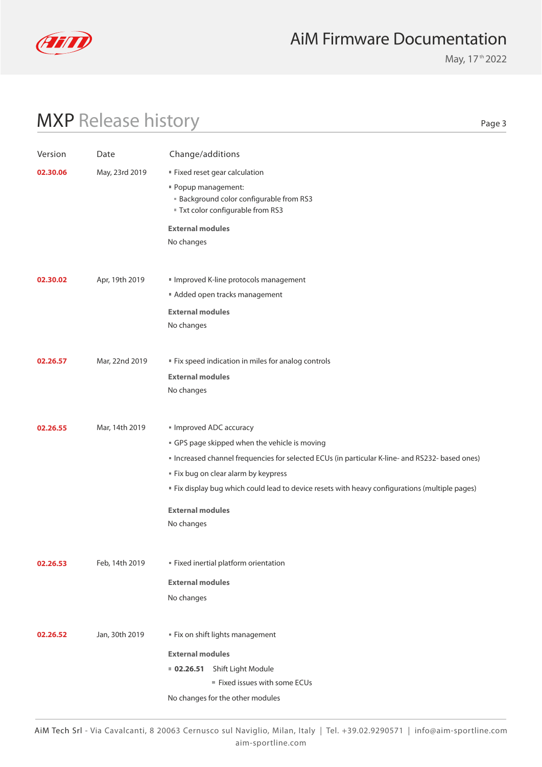# MXP Release history

| Version | Date | Change/additions |
|---|---|---|
| **02.30.06** | May, 23rd 2019 | ▪ Fixed reset gear calculation<br>▪ Popup management:<br>&nbsp;&nbsp;▪ Background color configurable from RS3<br>&nbsp;&nbsp;▪ Txt color configurable from RS3<br>**External modules**<br>No changes |
| **02.30.02** | Apr, 19th 2019 | ▪ Improved K-line protocols management<br>▪ Added open tracks management<br>**External modules**<br>No changes |
| **02.26.57** | Mar, 22nd 2019 | ▪ Fix speed indication in miles for analog controls<br>**External modules**<br>No changes |
| **02.26.55** | Mar, 14th 2019 | ▪ Improved ADC accuracy<br>▪ GPS page skipped when the vehicle is moving<br>▪ Increased channel frequencies for selected ECUs (in particular K-line- and RS232- based ones)<br>▪ Fix bug on clear alarm by keypress<br>▪ Fix display bug which could lead to device resets with heavy configurations (multiple pages)<br>**External modules**<br>No changes |
| **02.26.53** | Feb, 14th 2019 | ▪ Fixed inertial platform orientation<br>**External modules**<br>No changes |
| **02.26.52** | Jan, 30th 2019 | ▪ Fix on shift lights management<br>**External modules**<br>▪ **02.26.51** Shift Light Module<br>&nbsp;&nbsp;▪ Fixed issues with some ECUs<br>No changes for the other modules |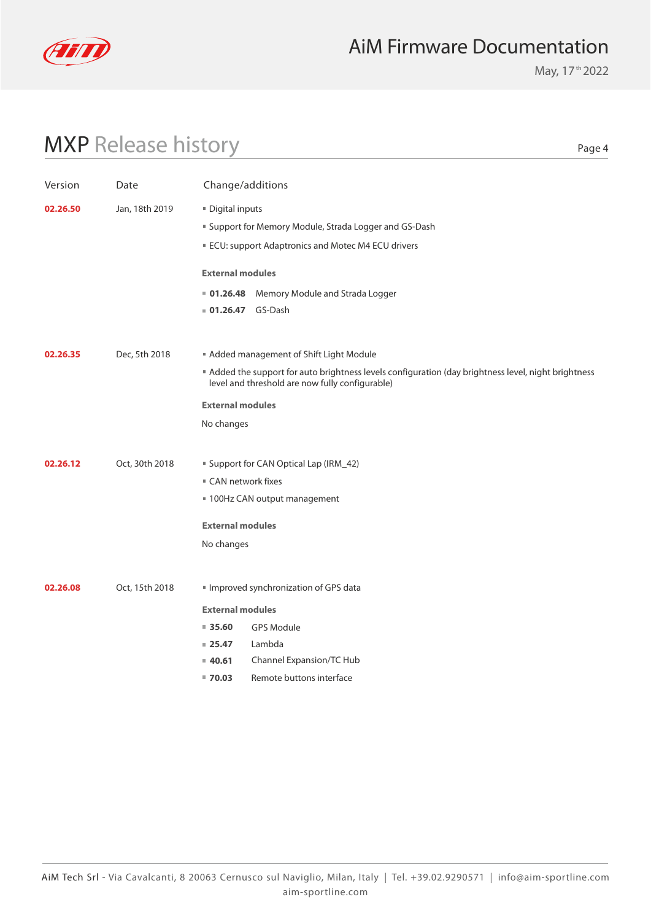# MXP Release history

| Version | Date | Change/additions |
|---|---|---|
| **02.26.50** | Jan, 18th 2019 | ▪ Digital inputs<br>▪ Support for Memory Module, Strada Logger and GS-Dash<br>▪ ECU: support Adaptronics and Motec M4 ECU drivers<br>**External modules**<br>▪ **01.26.48** Memory Module and Strada Logger<br>▪ **01.26.47** GS-Dash |
| **02.26.35** | Dec, 5th 2018 | ▪ Added management of Shift Light Module<br>▪ Added the support for auto brightness levels configuration (day brightness level, night brightness level and threshold are now fully configurable)<br>**External modules**<br>No changes |
| **02.26.12** | Oct, 30th 2018 | ▪ Support for CAN Optical Lap (IRM_42)<br>▪ CAN network fixes<br>▪ 100Hz CAN output management<br>**External modules**<br>No changes |
| **02.26.08** | Oct, 15th 2018 | ▪ Improved synchronization of GPS data<br>**External modules**<br>▪ **35.60** GPS Module<br>▪ **25.47** Lambda<br>▪ **40.61** Channel Expansion/TC Hub<br>▪ **70.03** Remote buttons interface |